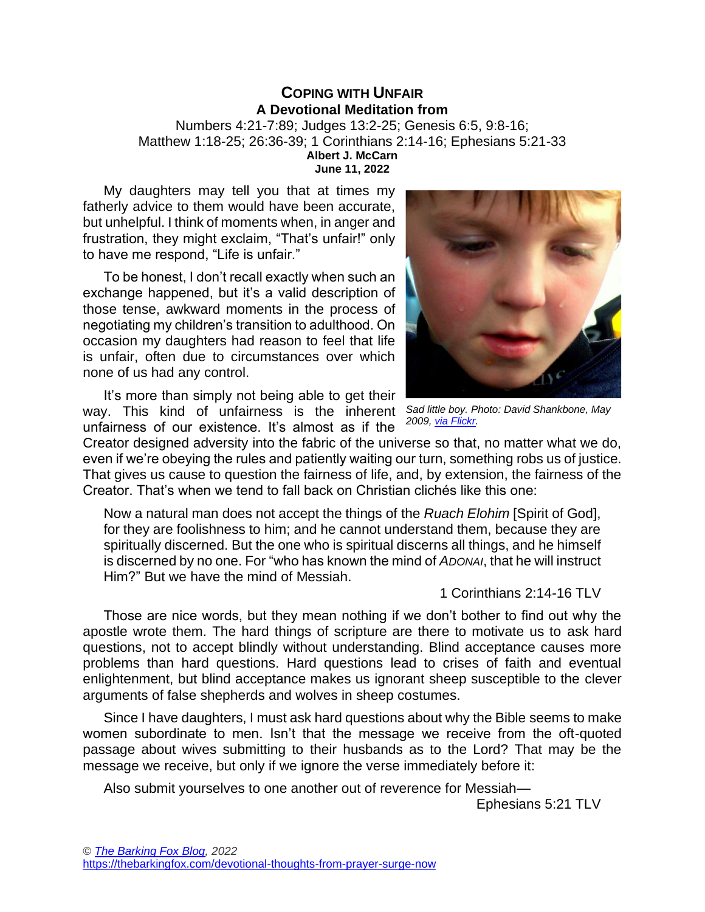# Coping with Unfair

## A Devotional Meditation from

Numbers 4:21-7:89; Judges 13:2-25; Genesis 6:5, 9:8-16; Matthew 1:18-25; 26:36-39; 1 Corinthians 2:14-16; Ephesians 5:21-33

**Albert J. McCarn**

**June 11, 2022**

My daughters may tell you that at times my fatherly advice to them would have been accurate, but unhelpful. I think of moments when, in anger and frustration, they might exclaim, "That's unfair!" only to have me respond, "Life is unfair."

To be honest, I don't recall exactly when such an exchange happened, but it's a valid description of those tense, awkward moments in the process of negotiating my children's transition to adulthood. On occasion my daughters had reason to feel that life is unfair, often due to circumstances over which none of us had any control.

*Sad little boy. Photo: David Shankbone, May 2009, via Flickr.*

It's more than simply not being able to get their way. This kind of unfairness is the inherent unfairness of our existence. It's almost as if the Creator designed adversity into the fabric of the universe so that, no matter what we do, even if we're obeying the rules and patiently waiting our turn, something robs us of justice. That gives us cause to question the fairness of life, and, by extension, the fairness of the Creator. That's when we tend to fall back on Christian clichés like this one:

> Now a natural man does not accept the things of the *Ruach Elohim* [Spirit of God], for they are foolishness to him; and he cannot understand them, because they are spiritually discerned. But the one who is spiritual discerns all things, and he himself is discerned by no one. For "who has known the mind of *Adonai*, that he will instruct Him?" But we have the mind of Messiah.
>
> 1 Corinthians 2:14-16 TLV

Those are nice words, but they mean nothing if we don't bother to find out why the apostle wrote them. The hard things of scripture are there to motivate us to ask hard questions, not to accept blindly without understanding. Blind acceptance causes more problems than hard questions. Hard questions lead to crises of faith and eventual enlightenment, but blind acceptance makes us ignorant sheep susceptible to the clever arguments of false shepherds and wolves in sheep costumes.

Since I have daughters, I must ask hard questions about why the Bible seems to make women subordinate to men. Isn't that the message we receive from the oft-quoted passage about wives submitting to their husbands as to the Lord? That may be the message we receive, but only if we ignore the verse immediately before it:

> Also submit yourselves to one another out of reverence for Messiah—
>
> Ephesians 5:21 TLV

© The Barking Fox Blog, 2022
https://thebarkingfox.com/devotional-thoughts-from-prayer-surge-now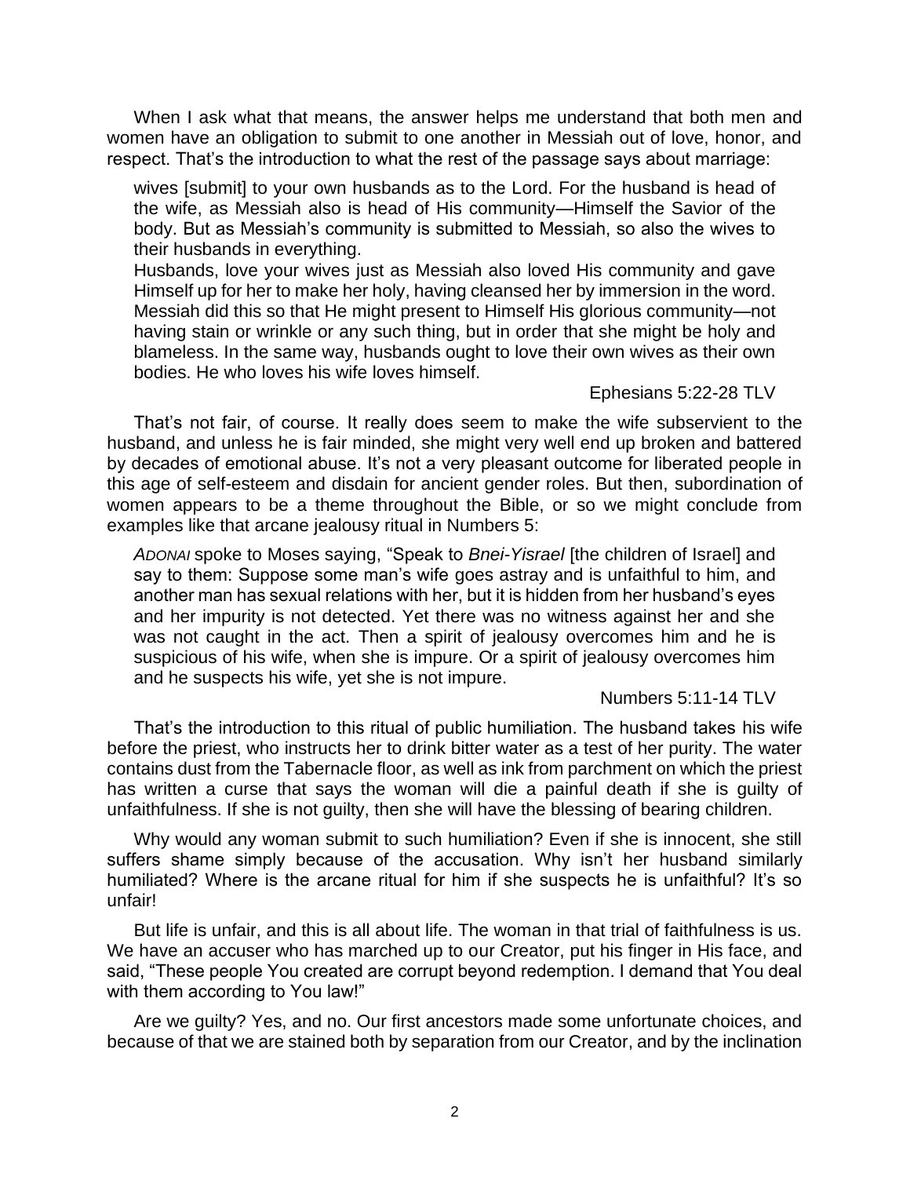When I ask what that means, the answer helps me understand that both men and women have an obligation to submit to one another in Messiah out of love, honor, and respect. That's the introduction to what the rest of the passage says about marriage:

> wives [submit] to your own husbands as to the Lord. For the husband is head of the wife, as Messiah also is head of His community—Himself the Savior of the body. But as Messiah's community is submitted to Messiah, so also the wives to their husbands in everything.
>
> Husbands, love your wives just as Messiah also loved His community and gave Himself up for her to make her holy, having cleansed her by immersion in the word. Messiah did this so that He might present to Himself His glorious community—not having stain or wrinkle or any such thing, but in order that she might be holy and blameless. In the same way, husbands ought to love their own wives as their own bodies. He who loves his wife loves himself.
>
> Ephesians 5:22-28 TLV

That's not fair, of course. It really does seem to make the wife subservient to the husband, and unless he is fair minded, she might very well end up broken and battered by decades of emotional abuse. It's not a very pleasant outcome for liberated people in this age of self-esteem and disdain for ancient gender roles. But then, subordination of women appears to be a theme throughout the Bible, or so we might conclude from examples like that arcane jealousy ritual in Numbers 5:

> *ADONAI* spoke to Moses saying, "Speak to *Bnei-Yisrael* [the children of Israel] and say to them: Suppose some man's wife goes astray and is unfaithful to him, and another man has sexual relations with her, but it is hidden from her husband's eyes and her impurity is not detected. Yet there was no witness against her and she was not caught in the act. Then a spirit of jealousy overcomes him and he is suspicious of his wife, when she is impure. Or a spirit of jealousy overcomes him and he suspects his wife, yet she is not impure.
>
> Numbers 5:11-14 TLV

That's the introduction to this ritual of public humiliation. The husband takes his wife before the priest, who instructs her to drink bitter water as a test of her purity. The water contains dust from the Tabernacle floor, as well as ink from parchment on which the priest has written a curse that says the woman will die a painful death if she is guilty of unfaithfulness. If she is not guilty, then she will have the blessing of bearing children.

Why would any woman submit to such humiliation? Even if she is innocent, she still suffers shame simply because of the accusation. Why isn't her husband similarly humiliated? Where is the arcane ritual for him if she suspects he is unfaithful? It's so unfair!

But life is unfair, and this is all about life. The woman in that trial of faithfulness is us. We have an accuser who has marched up to our Creator, put his finger in His face, and said, "These people You created are corrupt beyond redemption. I demand that You deal with them according to You law!"

Are we guilty? Yes, and no. Our first ancestors made some unfortunate choices, and because of that we are stained both by separation from our Creator, and by the inclination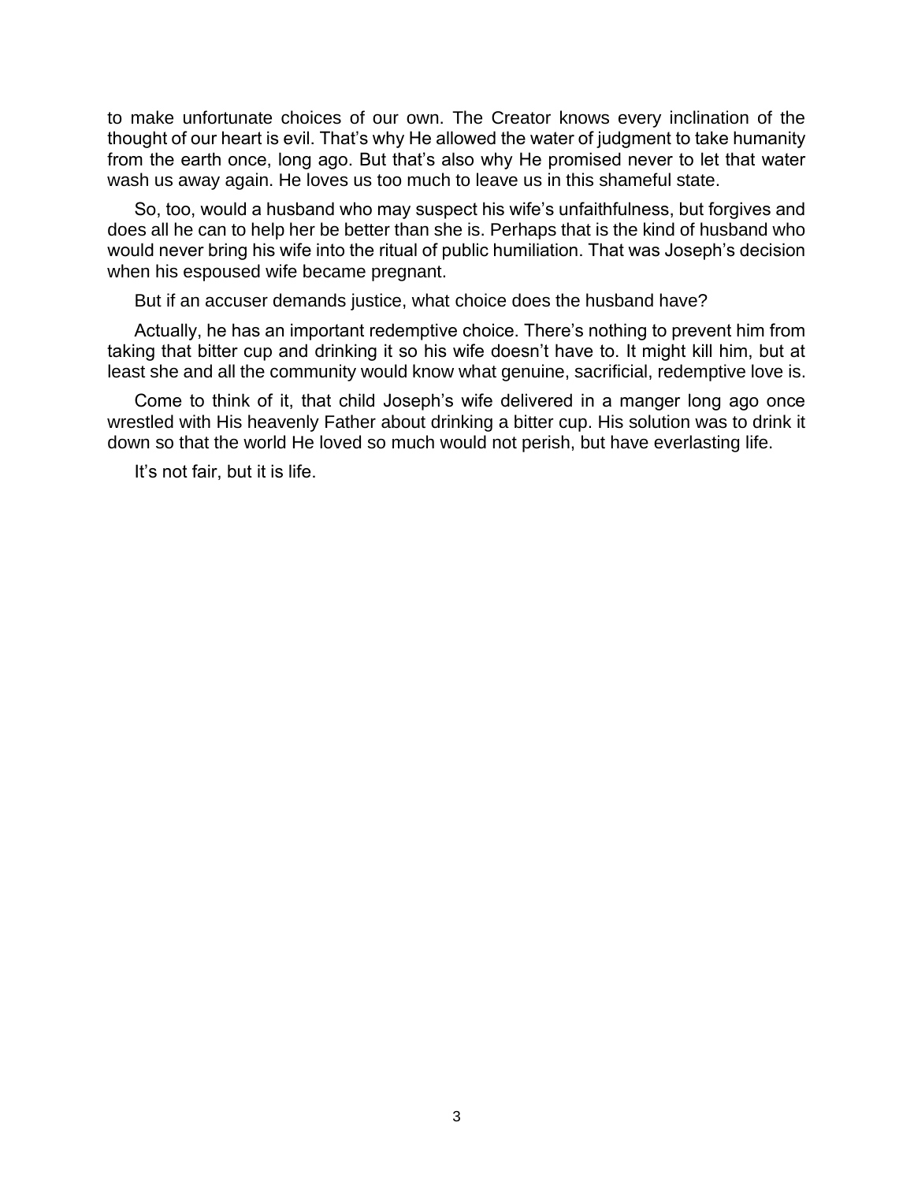to make unfortunate choices of our own. The Creator knows every inclination of the thought of our heart is evil. That's why He allowed the water of judgment to take humanity from the earth once, long ago. But that's also why He promised never to let that water wash us away again. He loves us too much to leave us in this shameful state.

So, too, would a husband who may suspect his wife's unfaithfulness, but forgives and does all he can to help her be better than she is. Perhaps that is the kind of husband who would never bring his wife into the ritual of public humiliation. That was Joseph's decision when his espoused wife became pregnant.

But if an accuser demands justice, what choice does the husband have?

Actually, he has an important redemptive choice. There's nothing to prevent him from taking that bitter cup and drinking it so his wife doesn't have to. It might kill him, but at least she and all the community would know what genuine, sacrificial, redemptive love is.

Come to think of it, that child Joseph's wife delivered in a manger long ago once wrestled with His heavenly Father about drinking a bitter cup. His solution was to drink it down so that the world He loved so much would not perish, but have everlasting life.

It's not fair, but it is life.